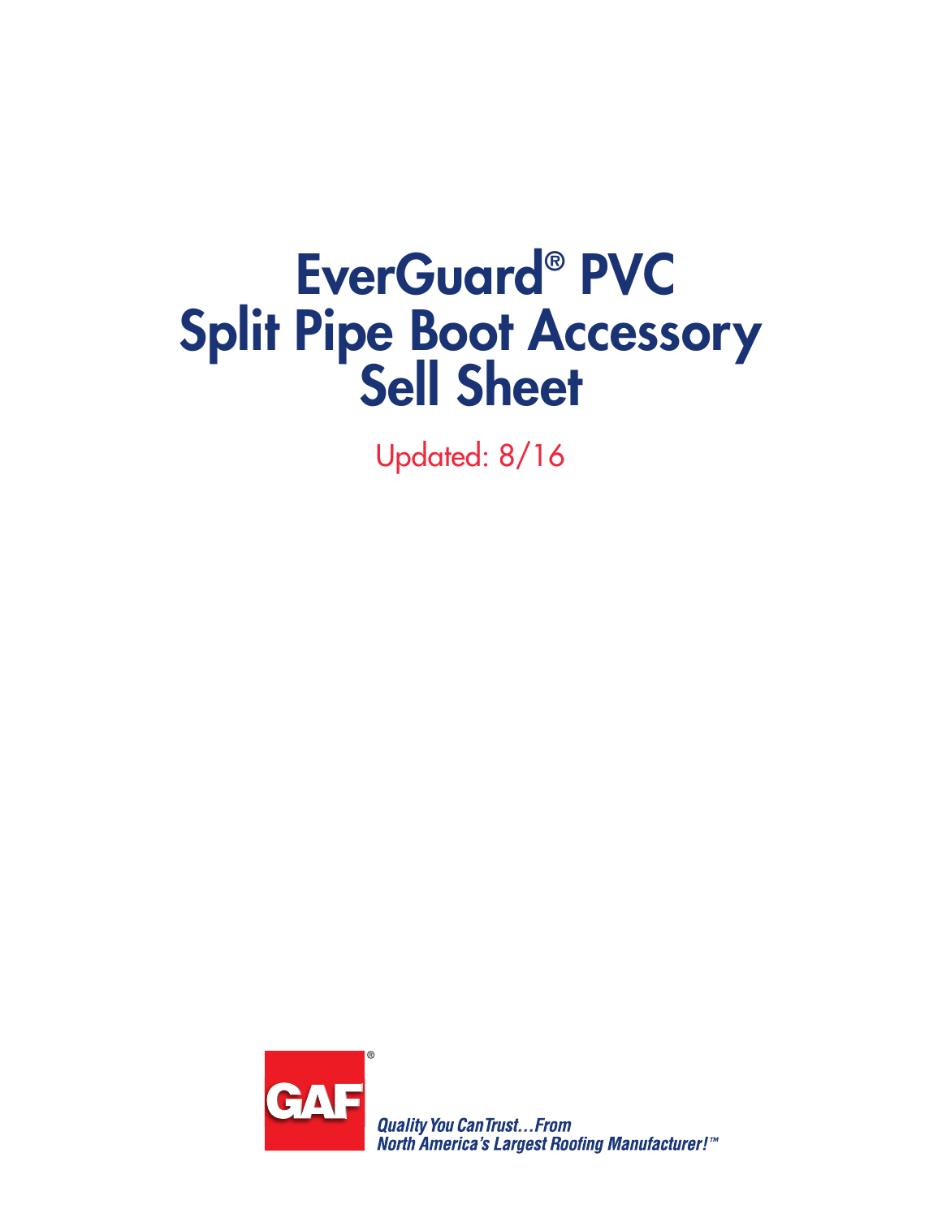# EverGuard® PVC Split Pipe Boot Accessory Sell Sheet

Updated: 8/16

GAF®

*Quality You Can Trust…From North America's Largest Roofing Manufacturer!™*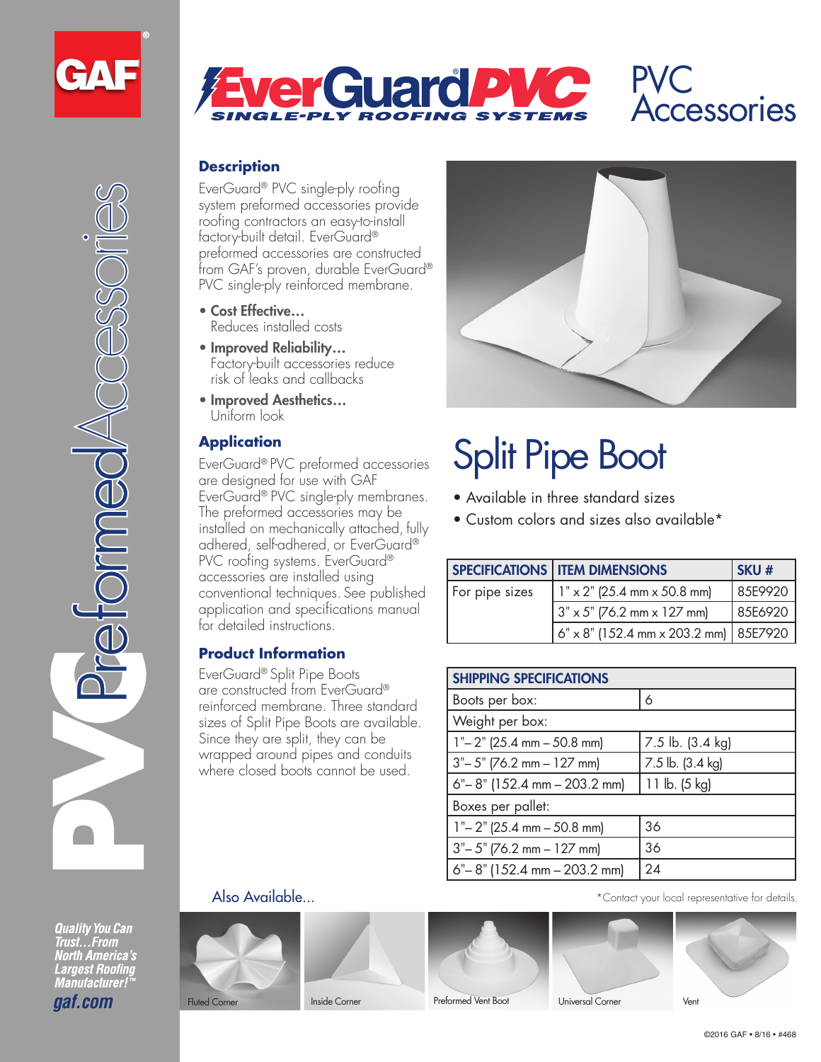# EverGuard® PVC Single-Ply Roofing Systems

# PVC Accessories

PVC Preformed Accessories

## Description

EverGuard® PVC single-ply roofing system preformed accessories provide roofing contractors an easy-to-install factory-built detail. EverGuard® preformed accessories are constructed from GAF's proven, durable EverGuard® PVC single-ply reinforced membrane.

- **Cost Effective…**
  Reduces installed costs
- **Improved Reliability…**
  Factory-built accessories reduce risk of leaks and callbacks
- **Improved Aesthetics…**
  Uniform look

## Application

EverGuard® PVC preformed accessories are designed for use with GAF EverGuard® PVC single-ply membranes. The preformed accessories may be installed on mechanically attached, fully adhered, self-adhered, or EverGuard® PVC roofing systems. EverGuard® accessories are installed using conventional techniques. See published application and specifications manual for detailed instructions.

## Product Information

EverGuard® Split Pipe Boots are constructed from EverGuard® reinforced membrane. Three standard sizes of Split Pipe Boots are available. Since they are split, they can be wrapped around pipes and conduits where closed boots cannot be used.

# Split Pipe Boot

- Available in three standard sizes
- Custom colors and sizes also available*

| SPECIFICATIONS | ITEM DIMENSIONS | SKU # |
|---|---|---|
| For pipe sizes | 1" x 2" (25.4 mm x 50.8 mm) | 85E9920 |
| | 3" x 5" (76.2 mm x 127 mm) | 85E6920 |
| | 6" x 8" (152.4 mm x 203.2 mm) | 85E7920 |

| SHIPPING SPECIFICATIONS | |
|---|---|
| Boots per box: | 6 |
| Weight per box: | |
| 1"– 2" (25.4 mm – 50.8 mm) | 7.5 lb. (3.4 kg) |
| 3"– 5" (76.2 mm – 127 mm) | 7.5 lb. (3.4 kg) |
| 6"– 8" (152.4 mm – 203.2 mm) | 11 lb. (5 kg) |
| Boxes per pallet: | |
| 1"– 2" (25.4 mm – 50.8 mm) | 36 |
| 3"– 5" (76.2 mm – 127 mm) | 36 |
| 6"– 8" (152.4 mm – 203.2 mm) | 24 |

*Contact your local representative for details.

Also Available…

Fluted Corner

Inside Corner

Preformed Vent Boot

Universal Corner

Vent

*Quality You Can Trust…From North America's Largest Roofing Manufacturer!™*

*gaf.com*

©2016 GAF • 8/16 • #468